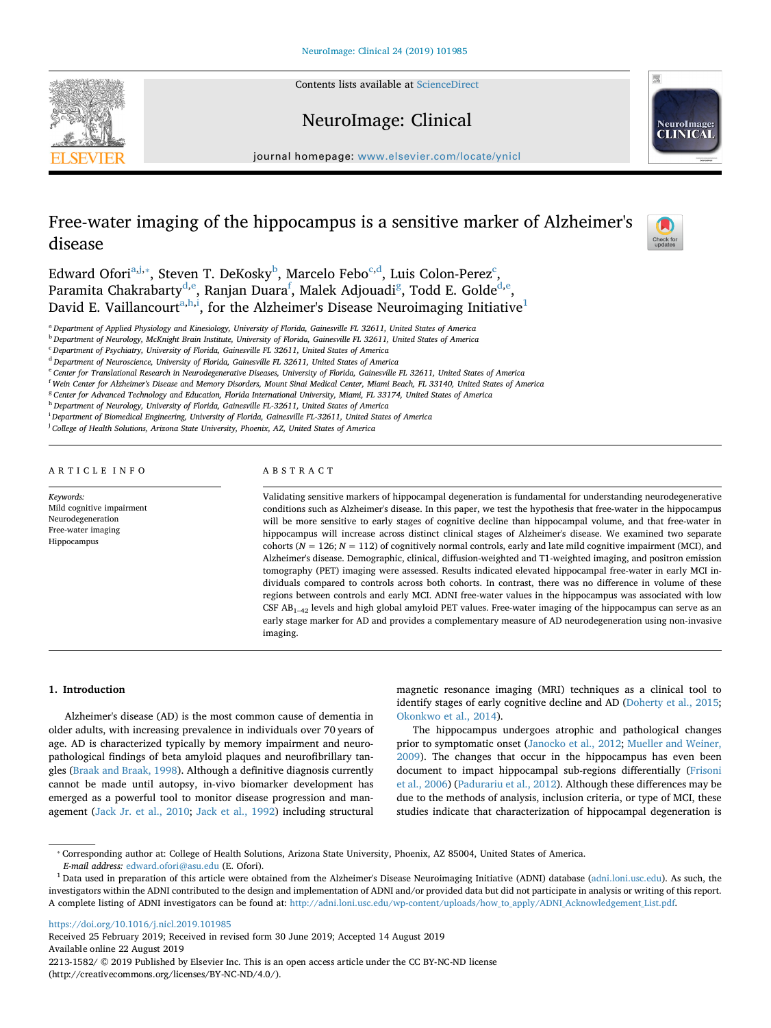# Free-water imaging of the hippocampus is a sensitive marker of Alzheimer's disease

Edward Ofori[a,j,*], Steven T. DeKosky[b], Marcelo Febo[c,d], Luis Colon-Perez[c], Paramita Chakrabarty[d,e], Ranjan Duara[f], Malek Adjouadi[g], Todd E. Golde[d,e], David E. Vaillancourt[a,h,i], for the Alzheimer's Disease Neuroimaging Initiative[1]

[a] Department of Applied Physiology and Kinesiology, University of Florida, Gainesville FL 32611, United States of America
[b] Department of Neurology, McKnight Brain Institute, University of Florida, Gainesville FL 32611, United States of America
[c] Department of Psychiatry, University of Florida, Gainesville FL 32611, United States of America
[d] Department of Neuroscience, University of Florida, Gainesville FL 32611, United States of America
[e] Center for Translational Research in Neurodegenerative Diseases, University of Florida, Gainesville FL 32611, United States of America
[f] Wein Center for Alzheimer's Disease and Memory Disorders, Mount Sinai Medical Center, Miami Beach, FL 33140, United States of America
[g] Center for Advanced Technology and Education, Florida International University, Miami, FL 33174, United States of America
[h] Department of Neurology, University of Florida, Gainesville FL-32611, United States of America
[i] Department of Biomedical Engineering, University of Florida, Gainesville FL-32611, United States of America
[j] College of Health Solutions, Arizona State University, Phoenix, AZ, United States of America

## ARTICLE INFO

*Keywords:*
Mild cognitive impairment
Neurodegeneration
Free-water imaging
Hippocampus

## ABSTRACT

Validating sensitive markers of hippocampal degeneration is fundamental for understanding neurodegenerative conditions such as Alzheimer's disease. In this paper, we test the hypothesis that free-water in the hippocampus will be more sensitive to early stages of cognitive decline than hippocampal volume, and that free-water in hippocampus will increase across distinct clinical stages of Alzheimer's disease. We examined two separate cohorts ($N = 126$; $N = 112$) of cognitively normal controls, early and late mild cognitive impairment (MCI), and Alzheimer's disease. Demographic, clinical, diffusion-weighted and T1-weighted imaging, and positron emission tomography (PET) imaging were assessed. Results indicated elevated hippocampal free-water in early MCI individuals compared to controls across both cohorts. In contrast, there was no difference in volume of these regions between controls and early MCI. ADNI free-water values in the hippocampus was associated with low CSF $AB_{1-42}$ levels and high global amyloid PET values. Free-water imaging of the hippocampus can serve as an early stage marker for AD and provides a complementary measure of AD neurodegeneration using non-invasive imaging.

## 1. Introduction

Alzheimer's disease (AD) is the most common cause of dementia in older adults, with increasing prevalence in individuals over 70 years of age. AD is characterized typically by memory impairment and neuropathological findings of beta amyloid plaques and neurofibrillary tangles (Braak and Braak, 1998). Although a definitive diagnosis currently cannot be made until autopsy, in-vivo biomarker development has emerged as a powerful tool to monitor disease progression and management (Jack Jr. et al., 2010; Jack et al., 1992) including structural magnetic resonance imaging (MRI) techniques as a clinical tool to identify stages of early cognitive decline and AD (Doherty et al., 2015; Okonkwo et al., 2014).

The hippocampus undergoes atrophic and pathological changes prior to symptomatic onset (Janocko et al., 2012; Mueller and Weiner, 2009). The changes that occur in the hippocampus has even been document to impact hippocampal sub-regions differentially (Frisoni et al., 2006) (Padurariu et al., 2012). Although these differences may be due to the methods of analysis, inclusion criteria, or type of MCI, these studies indicate that characterization of hippocampal degeneration is

* Corresponding author at: College of Health Solutions, Arizona State University, Phoenix, AZ 85004, United States of America.
*E-mail address:* edward.ofori@asu.edu (E. Ofori).

[1] Data used in preparation of this article were obtained from the Alzheimer's Disease Neuroimaging Initiative (ADNI) database (adni.loni.usc.edu). As such, the investigators within the ADNI contributed to the design and implementation of ADNI and/or provided data but did not participate in analysis or writing of this report. A complete listing of ADNI investigators can be found at: http://adni.loni.usc.edu/wp-content/uploads/how_to_apply/ADNI_Acknowledgement_List.pdf.

https://doi.org/10.1016/j.nicl.2019.101985
Received 25 February 2019; Received in revised form 30 June 2019; Accepted 14 August 2019
Available online 22 August 2019
2213-1582/ © 2019 Published by Elsevier Inc. This is an open access article under the CC BY-NC-ND license (http://creativecommons.org/licenses/BY-NC-ND/4.0/).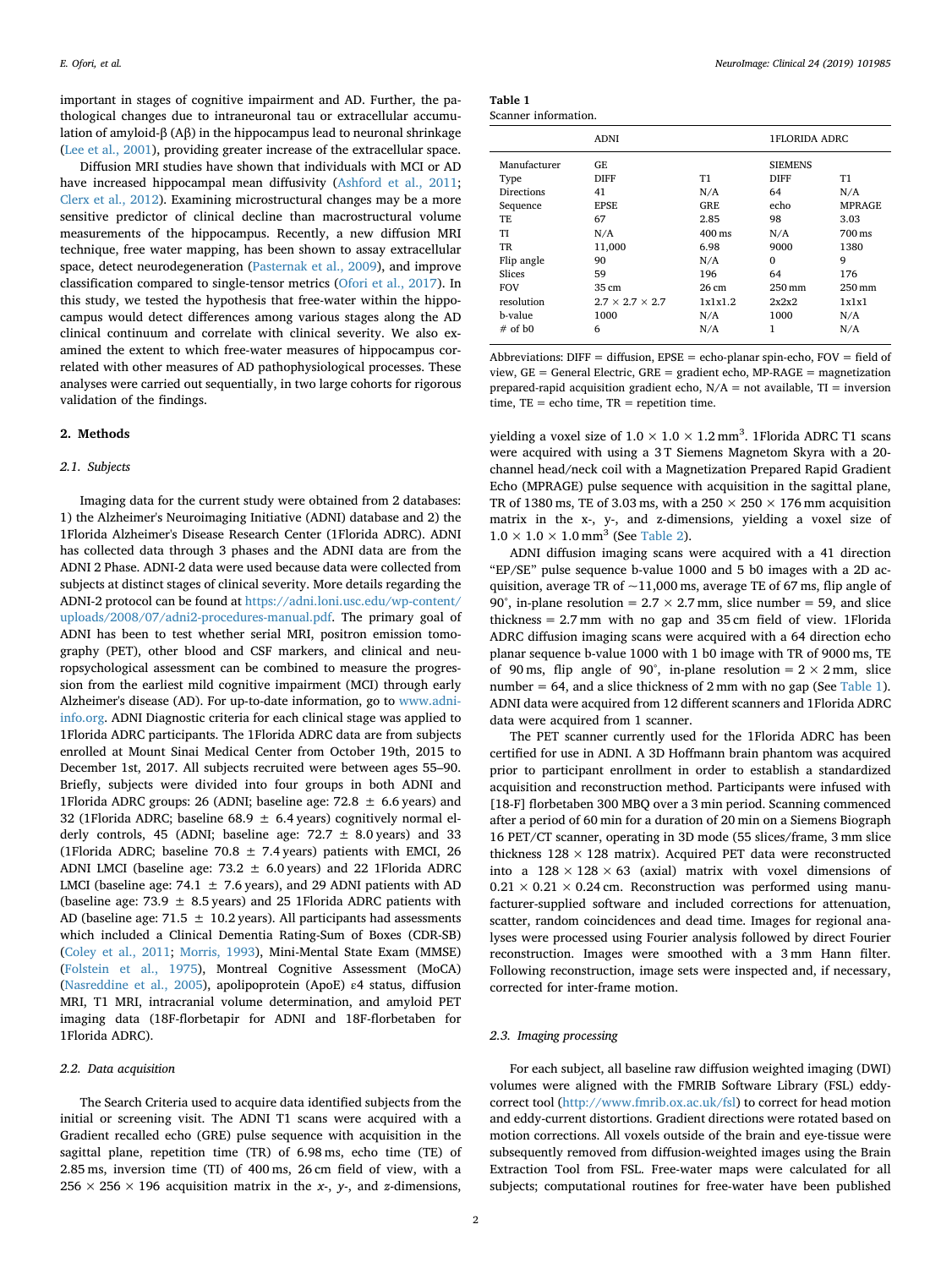important in stages of cognitive impairment and AD. Further, the pathological changes due to intraneuronal tau or extracellular accumulation of amyloid-β (Aβ) in the hippocampus lead to neuronal shrinkage (Lee et al., 2001), providing greater increase of the extracellular space.

Diffusion MRI studies have shown that individuals with MCI or AD have increased hippocampal mean diffusivity (Ashford et al., 2011; Clerx et al., 2012). Examining microstructural changes may be a more sensitive predictor of clinical decline than macrostructural volume measurements of the hippocampus. Recently, a new diffusion MRI technique, free water mapping, has been shown to assay extracellular space, detect neurodegeneration (Pasternak et al., 2009), and improve classification compared to single-tensor metrics (Ofori et al., 2017). In this study, we tested the hypothesis that free-water within the hippocampus would detect differences among various stages along the AD clinical continuum and correlate with clinical severity. We also examined the extent to which free-water measures of hippocampus correlated with other measures of AD pathophysiological processes. These analyses were carried out sequentially, in two large cohorts for rigorous validation of the findings.

## 2. Methods

### 2.1. Subjects

Imaging data for the current study were obtained from 2 databases: 1) the Alzheimer's Neuroimaging Initiative (ADNI) database and 2) the 1Florida Alzheimer's Disease Research Center (1Florida ADRC). ADNI has collected data through 3 phases and the ADNI data are from the ADNI 2 Phase. ADNI-2 data were used because data were collected from subjects at distinct stages of clinical severity. More details regarding the ADNI-2 protocol can be found at https://adni.loni.usc.edu/wp-content/uploads/2008/07/adni2-procedures-manual.pdf. The primary goal of ADNI has been to test whether serial MRI, positron emission tomography (PET), other blood and CSF markers, and clinical and neuropsychological assessment can be combined to measure the progression from the earliest mild cognitive impairment (MCI) through early Alzheimer's disease (AD). For up-to-date information, go to www.adni-info.org. ADNI Diagnostic criteria for each clinical stage was applied to 1Florida ADRC participants. The 1Florida ADRC data are from subjects enrolled at Mount Sinai Medical Center from October 19th, 2015 to December 1st, 2017. All subjects recruited were between ages 55–90. Briefly, subjects were divided into four groups in both ADNI and 1Florida ADRC groups: 26 (ADNI; baseline age: 72.8 ± 6.6 years) and 32 (1Florida ADRC; baseline 68.9 ± 6.4 years) cognitively normal elderly controls, 45 (ADNI; baseline age: 72.7 ± 8.0 years) and 33 (1Florida ADRC; baseline 70.8 ± 7.4 years) patients with EMCI, 26 ADNI LMCI (baseline age: 73.2 ± 6.0 years) and 22 1Florida ADRC LMCI (baseline age: 74.1 ± 7.6 years), and 29 ADNI patients with AD (baseline age: 73.9 ± 8.5 years) and 25 1Florida ADRC patients with AD (baseline age: 71.5 ± 10.2 years). All participants had assessments which included a Clinical Dementia Rating-Sum of Boxes (CDR-SB) (Coley et al., 2011; Morris, 1993), Mini-Mental State Exam (MMSE) (Folstein et al., 1975), Montreal Cognitive Assessment (MoCA) (Nasreddine et al., 2005), apolipoprotein (ApoE) ε4 status, diffusion MRI, T1 MRI, intracranial volume determination, and amyloid PET imaging data (18F-florbetapir for ADNI and 18F-florbetaben for 1Florida ADRC).

### 2.2. Data acquisition

The Search Criteria used to acquire data identified subjects from the initial or screening visit. The ADNI T1 scans were acquired with a Gradient recalled echo (GRE) pulse sequence with acquisition in the sagittal plane, repetition time (TR) of 6.98 ms, echo time (TE) of 2.85 ms, inversion time (TI) of 400 ms, 26 cm field of view, with a 256 × 256 × 196 acquisition matrix in the *x*-, *y*-, and *z*-dimensions, yielding a voxel size of $1.0 \times 1.0 \times 1.2\,\text{mm}^3$. 1Florida ADRC T1 scans were acquired with using a 3 T Siemens Magnetom Skyra with a 20-channel head/neck coil with a Magnetization Prepared Rapid Gradient Echo (MPRAGE) pulse sequence with acquisition in the sagittal plane, TR of 1380 ms, TE of 3.03 ms, with a 250 × 250 × 176 mm acquisition matrix in the x-, y-, and z-dimensions, yielding a voxel size of $1.0 \times 1.0 \times 1.0\,\text{mm}^3$ (See Table 2).

ADNI diffusion imaging scans were acquired with a 41 direction "EP/SE" pulse sequence b-value 1000 and 5 b0 images with a 2D acquisition, average TR of ~11,000 ms, average TE of 67 ms, flip angle of 90°, in-plane resolution = 2.7 × 2.7 mm, slice number = 59, and slice thickness = 2.7 mm with no gap and 35 cm field of view. 1Florida ADRC diffusion imaging scans were acquired with a 64 direction echo planar sequence b-value 1000 with 1 b0 image with TR of 9000 ms, TE of 90 ms, flip angle of 90°, in-plane resolution = 2 × 2 mm, slice number = 64, and a slice thickness of 2 mm with no gap (See Table 1). ADNI data were acquired from 12 different scanners and 1Florida ADRC data were acquired from 1 scanner.

The PET scanner currently used for the 1Florida ADRC has been certified for use in ADNI. A 3D Hoffmann brain phantom was acquired prior to participant enrollment in order to establish a standardized acquisition and reconstruction method. Participants were infused with [18-F] florbetaben 300 MBQ over a 3 min period. Scanning commenced after a period of 60 min for a duration of 20 min on a Siemens Biograph 16 PET/CT scanner, operating in 3D mode (55 slices/frame, 3 mm slice thickness 128 × 128 matrix). Acquired PET data were reconstructed into a 128 × 128 × 63 (axial) matrix with voxel dimensions of 0.21 × 0.21 × 0.24 cm. Reconstruction was performed using manufacturer-supplied software and included corrections for attenuation, scatter, random coincidences and dead time. Images for regional analyses were processed using Fourier analysis followed by direct Fourier reconstruction. Images were smoothed with a 3 mm Hann filter. Following reconstruction, image sets were inspected and, if necessary, corrected for inter-frame motion.

**Table 1**
Scanner information.

| | ADNI | | 1FLORIDA ADRC | |
|---|---|---|---|---|
| Manufacturer | GE | | SIEMENS | |
| Type | DIFF | T1 | DIFF | T1 |
| Directions | 41 | N/A | 64 | N/A |
| Sequence | EPSE | GRE | echo | MPRAGE |
| TE | 67 | 2.85 | 98 | 3.03 |
| TI | N/A | 400 ms | N/A | 700 ms |
| TR | 11,000 | 6.98 | 9000 | 1380 |
| Flip angle | 90 | N/A | 0 | 9 |
| Slices | 59 | 196 | 64 | 176 |
| FOV | 35 cm | 26 cm | 250 mm | 250 mm |
| resolution | 2.7 × 2.7 × 2.7 | 1x1x1.2 | 2x2x2 | 1x1x1 |
| b-value | 1000 | N/A | 1000 | N/A |
| # of b0 | 6 | N/A | 1 | N/A |

Abbreviations: DIFF = diffusion, EPSE = echo-planar spin-echo, FOV = field of view, GE = General Electric, GRE = gradient echo, MP-RAGE = magnetization prepared-rapid acquisition gradient echo, N/A = not available, TI = inversion time, TE = echo time, TR = repetition time.

### 2.3. Imaging processing

For each subject, all baseline raw diffusion weighted imaging (DWI) volumes were aligned with the FMRIB Software Library (FSL) eddy-correct tool (http://www.fmrib.ox.ac.uk/fsl) to correct for head motion and eddy-current distortions. Gradient directions were rotated based on motion corrections. All voxels outside of the brain and eye-tissue were subsequently removed from diffusion-weighted images using the Brain Extraction Tool from FSL. Free-water maps were calculated for all subjects; computational routines for free-water have been published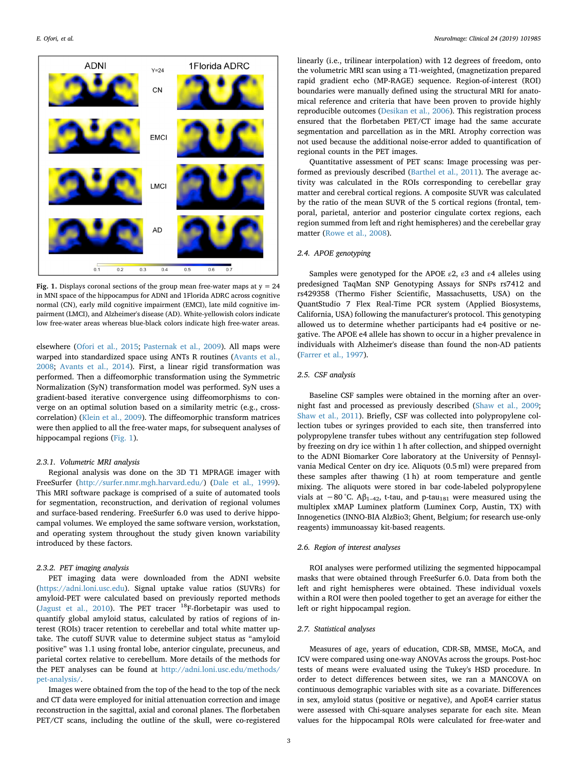Fig. 1. Displays coronal sections of the group mean free-water maps at y = 24 in MNI space of the hippocampus for ADNI and 1Florida ADRC across cognitive normal (CN), early mild cognitive impairment (EMCI), late mild cognitive impairment (LMCI), and Alzheimer's disease (AD). White-yellowish colors indicate low free-water areas whereas blue-black colors indicate high free-water areas.

elsewhere (Ofori et al., 2015; Pasternak et al., 2009). All maps were warped into standardized space using ANTs R routines (Avants et al., 2008; Avants et al., 2014). First, a linear rigid transformation was performed. Then a diffeomorphic transformation using the Symmetric Normalization (SyN) transformation model was performed. SyN uses a gradient-based iterative convergence using diffeomorphisms to converge on an optimal solution based on a similarity metric (e.g., cross-correlation) (Klein et al., 2009). The diffeomorphic transform matrices were then applied to all the free-water maps, for subsequent analyses of hippocampal regions (Fig. 1).

#### 2.3.1. Volumetric MRI analysis

Regional analysis was done on the 3D T1 MPRAGE imager with FreeSurfer (http://surfer.nmr.mgh.harvard.edu/) (Dale et al., 1999). This MRI software package is comprised of a suite of automated tools for segmentation, reconstruction, and derivation of regional volumes and surface-based rendering. FreeSurfer 6.0 was used to derive hippocampal volumes. We employed the same software version, workstation, and operating system throughout the study given known variability introduced by these factors.

#### 2.3.2. PET imaging analysis

PET imaging data were downloaded from the ADNI website (https://adni.loni.usc.edu). Signal uptake value ratios (SUVRs) for amyloid-PET were calculated based on previously reported methods (Jagust et al., 2010). The PET tracer $^{18}$F-florbetapir was used to quantify global amyloid status, calculated by ratios of regions of interest (ROIs) tracer retention to cerebellar and total white matter uptake. The cutoff SUVR value to determine subject status as "amyloid positive" was 1.1 using frontal lobe, anterior cingulate, precuneus, and parietal cortex relative to cerebellum. More details of the methods for the PET analyses can be found at http://adni.loni.usc.edu/methods/pet-analysis/.

Images were obtained from the top of the head to the top of the neck and CT data were employed for initial attenuation correction and image reconstruction in the sagittal, axial and coronal planes. The florbetaben PET/CT scans, including the outline of the skull, were co-registered linearly (i.e., trilinear interpolation) with 12 degrees of freedom, onto the volumetric MRI scan using a T1-weighted, (magnetization prepared rapid gradient echo (MP-RAGE) sequence. Region-of-interest (ROI) boundaries were manually defined using the structural MRI for anatomical reference and criteria that have been proven to provide highly reproducible outcomes (Desikan et al., 2006). This registration process ensured that the florbetaben PET/CT image had the same accurate segmentation and parcellation as in the MRI. Atrophy correction was not used because the additional noise-error added to quantification of regional counts in the PET images.

Quantitative assessment of PET scans: Image processing was performed as previously described (Barthel et al., 2011). The average activity was calculated in the ROIs corresponding to cerebellar gray matter and cerebral cortical regions. A composite SUVR was calculated by the ratio of the mean SUVR of the 5 cortical regions (frontal, temporal, parietal, anterior and posterior cingulate cortex regions, each region summed from left and right hemispheres) and the cerebellar gray matter (Rowe et al., 2008).

### 2.4. APOE genotyping

Samples were genotyped for the APOE ε2, ε3 and ε4 alleles using predesigned TaqMan SNP Genotyping Assays for SNPs rs7412 and rs429358 (Thermo Fisher Scientific, Massachusetts, USA) on the QuantStudio 7 Flex Real-Time PCR system (Applied Biosystems, California, USA) following the manufacturer's protocol. This genotyping allowed us to determine whether participants had e4 positive or negative. The APOE e4 allele has shown to occur in a higher prevalence in individuals with Alzheimer's disease than found the non-AD patients (Farrer et al., 1997).

### 2.5. CSF analysis

Baseline CSF samples were obtained in the morning after an overnight fast and processed as previously described (Shaw et al., 2009; Shaw et al., 2011). Briefly, CSF was collected into polypropylene collection tubes or syringes provided to each site, then transferred into polypropylene transfer tubes without any centrifugation step followed by freezing on dry ice within 1 h after collection, and shipped overnight to the ADNI Biomarker Core laboratory at the University of Pennsylvania Medical Center on dry ice. Aliquots (0.5 ml) were prepared from these samples after thawing (1 h) at room temperature and gentle mixing. The aliquots were stored in bar code-labeled polypropylene vials at −80 °C. A$\beta_{1-42}$, t-tau, and p-tau$_{181}$ were measured using the multiplex xMAP Luminex platform (Luminex Corp, Austin, TX) with Innogenetics (INNO-BIA AlzBio3; Ghent, Belgium; for research use-only reagents) immunoassay kit-based reagents.

### 2.6. Region of interest analyses

ROI analyses were performed utilizing the segmented hippocampal masks that were obtained through FreeSurfer 6.0. Data from both the left and right hemispheres were obtained. These individual voxels within a ROI were then pooled together to get an average for either the left or right hippocampal region.

### 2.7. Statistical analyses

Measures of age, years of education, CDR-SB, MMSE, MoCA, and ICV were compared using one-way ANOVAs across the groups. Post-hoc tests of means were evaluated using the Tukey's HSD procedure. In order to detect differences between sites, we ran a MANCOVA on continuous demographic variables with site as a covariate. Differences in sex, amyloid status (positive or negative), and ApoE4 carrier status were assessed with Chi-square analyses separate for each site. Mean values for the hippocampal ROIs were calculated for free-water and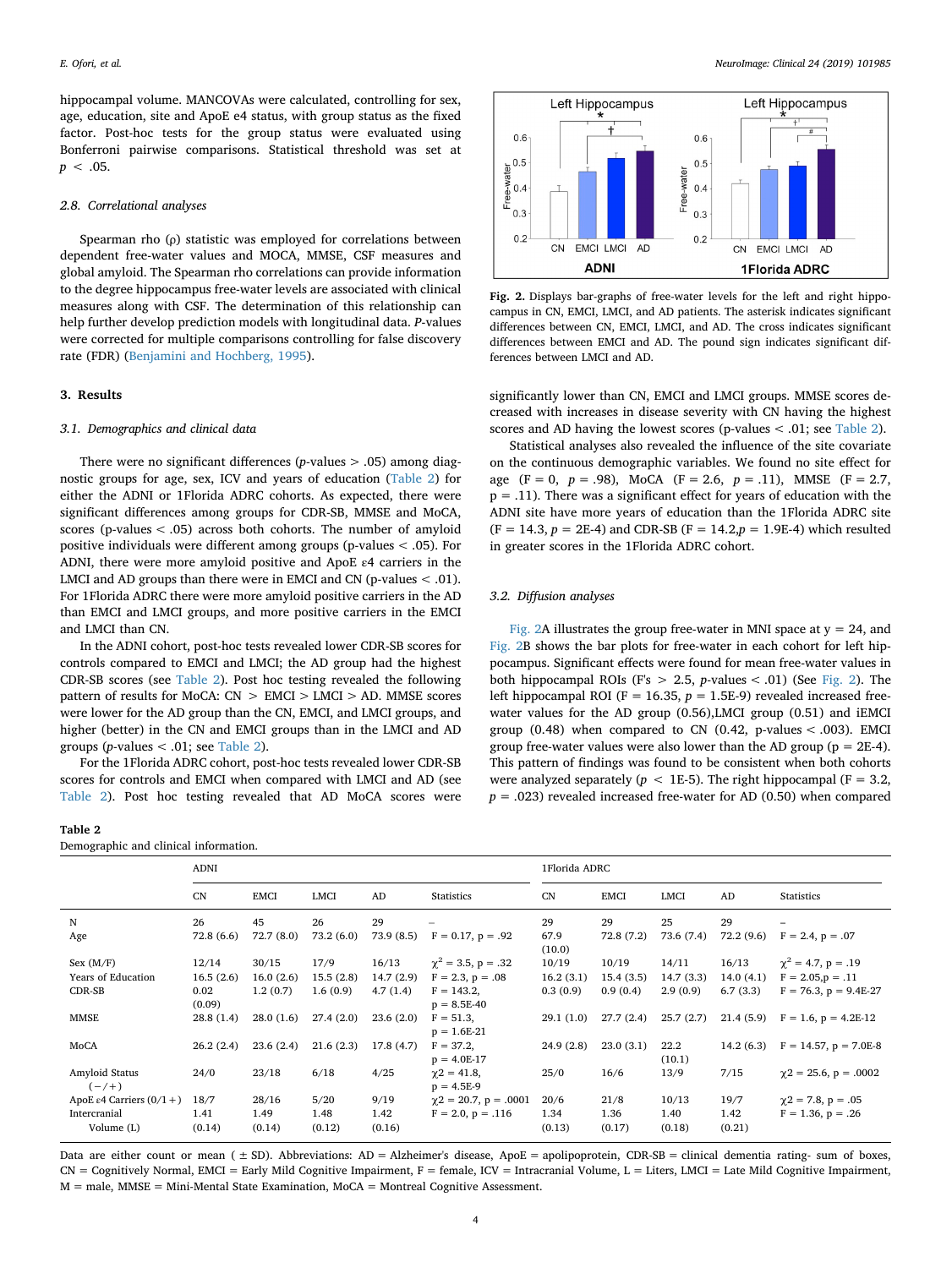hippocampal volume. MANCOVAs were calculated, controlling for sex, age, education, site and ApoE e4 status, with group status as the fixed factor. Post-hoc tests for the group status were evaluated using Bonferroni pairwise comparisons. Statistical threshold was set at $p < .05$.

### 2.8. Correlational analyses

Spearman rho (ρ) statistic was employed for correlations between dependent free-water values and MOCA, MMSE, CSF measures and global amyloid. The Spearman rho correlations can provide information to the degree hippocampus free-water levels are associated with clinical measures along with CSF. The determination of this relationship can help further develop prediction models with longitudinal data. *P*-values were corrected for multiple comparisons controlling for false discovery rate (FDR) (Benjamini and Hochberg, 1995).

## 3. Results

### 3.1. Demographics and clinical data

There were no significant differences (*p*-values > .05) among diagnostic groups for age, sex, ICV and years of education (Table 2) for either the ADNI or 1Florida ADRC cohorts. As expected, there were significant differences among groups for CDR-SB, MMSE and MoCA, scores (p-values < .05) across both cohorts. The number of amyloid positive individuals were different among groups (p-values < .05). For ADNI, there were more amyloid positive and ApoE ε4 carriers in the LMCI and AD groups than there were in EMCI and CN (p-values < .01). For 1Florida ADRC there were more amyloid positive carriers in the AD than EMCI and LMCI groups, and more positive carriers in the EMCI and LMCI than CN.

In the ADNI cohort, post-hoc tests revealed lower CDR-SB scores for controls compared to EMCI and LMCI; the AD group had the highest CDR-SB scores (see Table 2). Post hoc testing revealed the following pattern of results for MoCA: CN > EMCI > LMCI > AD. MMSE scores were lower for the AD group than the CN, EMCI, and LMCI groups, and higher (better) in the CN and EMCI groups than in the LMCI and AD groups (*p*-values < .01; see Table 2).

For the 1Florida ADRC cohort, post-hoc tests revealed lower CDR-SB scores for controls and EMCI when compared with LMCI and AD (see Table 2). Post hoc testing revealed that AD MoCA scores were significantly lower than CN, EMCI and LMCI groups. MMSE scores decreased with increases in disease severity with CN having the highest scores and AD having the lowest scores (p-values < .01; see Table 2).

Statistical analyses also revealed the influence of the site covariate on the continuous demographic variables. We found no site effect for age (F = 0, *p* = .98), MoCA (F = 2.6, *p* = .11), MMSE (F = 2.7, p = .11). There was a significant effect for years of education with the ADNI site have more years of education than the 1Florida ADRC site (F = 14.3, *p* = 2E-4) and CDR-SB (F = 14.2,*p* = 1.9E-4) which resulted in greater scores in the 1Florida ADRC cohort.

Fig. 2. Displays bar-graphs of free-water levels for the left and right hippocampus in CN, EMCI, LMCI, and AD patients. The asterisk indicates significant differences between CN, EMCI, LMCI, and AD. The cross indicates significant differences between EMCI and AD. The pound sign indicates significant differences between LMCI and AD.

### 3.2. Diffusion analyses

Fig. 2A illustrates the group free-water in MNI space at y = 24, and Fig. 2B shows the bar plots for free-water in each cohort for left hippocampus. Significant effects were found for mean free-water values in both hippocampal ROIs (F's > 2.5, *p*-values < .01) (See Fig. 2). The left hippocampal ROI (F = 16.35, *p* = 1.5E-9) revealed increased free-water values for the AD group (0.56),LMCI group (0.51) and iEMCI group (0.48) when compared to CN (0.42, p-values < .003). EMCI group free-water values were also lower than the AD group (p = 2E-4). This pattern of findings was found to be consistent when both cohorts were analyzed separately (*p* < 1E-5). The right hippocampal (F = 3.2, *p* = .023) revealed increased free-water for AD (0.50) when compared

**Table 2**
Demographic and clinical information.

| | ADNI | | | | | 1Florida ADRC | | | | |
|---|---|---|---|---|---|---|---|---|---|---|
| | CN | EMCI | LMCI | AD | Statistics | CN | EMCI | LMCI | AD | Statistics |
| N | 26 | 45 | 26 | 29 | – | 29 | 29 | 25 | 29 | – |
| Age | 72.8 (6.6) | 72.7 (8.0) | 73.2 (6.0) | 73.9 (8.5) | F = 0.17, p = .92 | 67.9 (10.0) | 72.8 (7.2) | 73.6 (7.4) | 72.2 (9.6) | F = 2.4, p = .07 |
| Sex (M/F) | 12/14 | 30/15 | 17/9 | 16/13 | $\chi^2$ = 3.5, p = .32 | 10/19 | 10/19 | 14/11 | 16/13 | $\chi^2$ = 4.7, p = .19 |
| Years of Education | 16.5 (2.6) | 16.0 (2.6) | 15.5 (2.8) | 14.7 (2.9) | F = 2.3, p = .08 | 16.2 (3.1) | 15.4 (3.5) | 14.7 (3.3) | 14.0 (4.1) | F = 2.05,p = .11 |
| CDR-SB | 0.02 (0.09) | 1.2 (0.7) | 1.6 (0.9) | 4.7 (1.4) | F = 143.2, p = 8.5E-40 | 0.3 (0.9) | 0.9 (0.4) | 2.9 (0.9) | 6.7 (3.3) | F = 76.3, p = 9.4E-27 |
| MMSE | 28.8 (1.4) | 28.0 (1.6) | 27.4 (2.0) | 23.6 (2.0) | F = 51.3, p = 1.6E-21 | 29.1 (1.0) | 27.7 (2.4) | 25.7 (2.7) | 21.4 (5.9) | F = 1.6, p = 4.2E-12 |
| MoCA | 26.2 (2.4) | 23.6 (2.4) | 21.6 (2.3) | 17.8 (4.7) | F = 37.2, p = 4.0E-17 | 24.9 (2.8) | 23.0 (3.1) | 22.2 (10.1) | 14.2 (6.3) | F = 14.57, p = 7.0E-8 |
| Amyloid Status (−/+) | 24/0 | 23/18 | 6/18 | 4/25 | $\chi$2 = 41.8, p = 4.5E-9 | 25/0 | 16/6 | 13/9 | 7/15 | $\chi$2 = 25.6, p = .0002 |
| ApoE ε4 Carriers (0/1+) | 18/7 | 28/16 | 5/20 | 9/19 | $\chi$2 = 20.7, p = .0001 | 20/6 | 21/8 | 10/13 | 19/7 | $\chi$2 = 7.8, p = .05 |
| Intercranial Volume (L) | 1.41 (0.14) | 1.49 (0.14) | 1.48 (0.12) | 1.42 (0.16) | F = 2.0, p = .116 | 1.34 (0.13) | 1.36 (0.17) | 1.40 (0.18) | 1.42 (0.21) | F = 1.36, p = .26 |

Data are either count or mean ( ± SD). Abbreviations: AD = Alzheimer's disease, ApoE = apolipoprotein, CDR-SB = clinical dementia rating- sum of boxes, CN = Cognitively Normal, EMCI = Early Mild Cognitive Impairment, F = female, ICV = Intracranial Volume, L = Liters, LMCI = Late Mild Cognitive Impairment, M = male, MMSE = Mini-Mental State Examination, MoCA = Montreal Cognitive Assessment.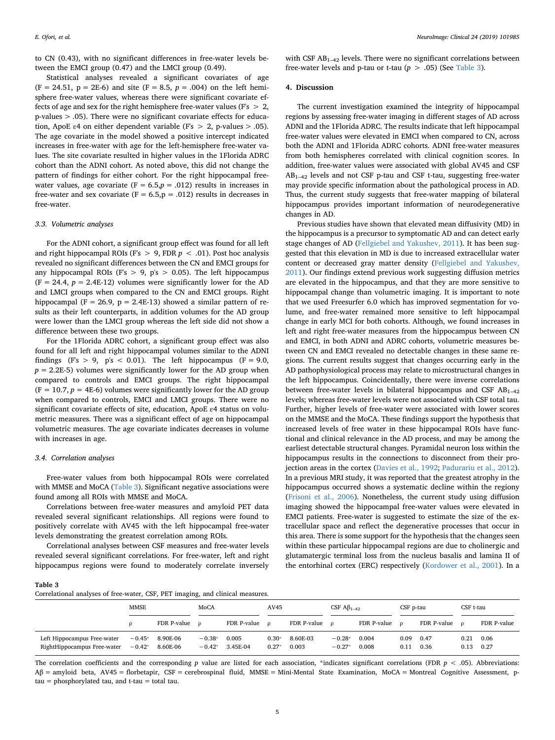to CN (0.43), with no significant differences in free-water levels between the EMCI group (0.47) and the LMCI group (0.49).

Statistical analyses revealed a significant covariates of age ($F = 24.51$, $p = 2E\text{-}6$) and site ($F = 8.5$, $p = .004$) on the left hemisphere free-water values, whereas there were significant covariate effects of age and sex for the right hemisphere free-water values (F's $> 2$, p-values $> .05$). There were no significant covariate effects for education, ApoE ε4 on either dependent variable (F's $> 2$, p-values $> .05$). The age covariate in the model showed a positive intercept indicated increases in free-water with age for the left-hemisphere free-water values. The site covariate resulted in higher values in the 1Florida ADRC cohort than the ADNI cohort. As noted above, this did not change the pattern of findings for either cohort. For the right hippocampal free-water values, age covariate ($F = 6.5$, $p = .012$) results in increases in free-water and sex covariate ($F = 6.5$, $p = .012$) results in decreases in free-water.

### 3.3. Volumetric analyses

For the ADNI cohort, a significant group effect was found for all left and right hippocampal ROIs (F's $> 9$, FDR $p < .01$). Post hoc analysis revealed no significant differences between the CN and EMCI groups for any hippocampal ROIs (F's $> 9$, p's $> 0.05$). The left hippocampus ($F = 24.4$, $p = 2.4E\text{-}12$) volumes were significantly lower for the AD and LMCI groups when compared to the CN and EMCI groups. Right hippocampal ($F = 26.9$, $p = 2.4E\text{-}13$) showed a similar pattern of results as their left counterparts, in addition volumes for the AD group were lower than the LMCI group whereas the left side did not show a difference between these two groups.

For the 1Florida ADRC cohort, a significant group effect was also found for all left and right hippocampal volumes similar to the ADNI findings (F's $> 9$, p's $< 0.01$). The left hippocampus ($F = 9.0$, $p = 2.2E\text{-}5$) volumes were significantly lower for the AD group when compared to controls and EMCI groups. The right hippocampal ($F = 10.7$, $p = 4E\text{-}6$) volumes were significantly lower for the AD group when compared to controls, EMCI and LMCI groups. There were no significant covariate effects of site, education, ApoE ε4 status on volumetric measures. There was a significant effect of age on hippocampal volumetric measures. The age covariate indicates decreases in volume with increases in age.

### 3.4. Correlation analyses

Free-water values from both hippocampal ROIs were correlated with MMSE and MoCA (Table 3). Significant negative associations were found among all ROIs with MMSE and MoCA.

Correlations between free-water measures and amyloid PET data revealed several significant relationships. All regions were found to positively correlate with AV45 with the left hippocampal free-water levels demonstrating the greatest correlation among ROIs.

Correlational analyses between CSF measures and free-water levels revealed several significant correlations. For free-water, left and right hippocampus regions were found to moderately correlate inversely with CSF $A\beta_{1-42}$ levels. There were no significant correlations between free-water levels and p-tau or t-tau ($p > .05$) (See Table 3).

## 4. Discussion

The current investigation examined the integrity of hippocampal regions by assessing free-water imaging in different stages of AD across ADNI and the 1Florida ADRC. The results indicate that left hippocampal free-water values were elevated in EMCI when compared to CN, across both the ADNI and 1Florida ADRC cohorts. ADNI free-water measures from both hemispheres correlated with clinical cognition scores. In addition, free-water values were associated with global AV45 and CSF $A\beta_{1-42}$ levels and not CSF p-tau and CSF t-tau, suggesting free-water may provide specific information about the pathological process in AD. Thus, the current study suggests that free-water mapping of bilateral hippocampus provides important information of neurodegenerative changes in AD.

Previous studies have shown that elevated mean diffusivity (MD) in the hippocampus is a precursor to symptomatic AD and can detect early stage changes of AD (Fellgiebel and Yakushev, 2011). It has been suggested that this elevation in MD is due to increased extracellular water content or decreased gray matter density (Fellgiebel and Yakushev, 2011). Our findings extend previous work suggesting diffusion metrics are elevated in the hippocampus, and that they are more sensitive to hippocampal change than volumetric imaging. It is important to note that we used Freesurfer 6.0 which has improved segmentation for volume, and free-water remained more sensitive to left hippocampal change in early MCI for both cohorts. Although, we found increases in left and right free-water measures from the hippocampus between CN and EMCI, in both ADNI and ADRC cohorts, volumetric measures between CN and EMCI revealed no detectable changes in these same regions. The current results suggest that changes occurring early in the AD pathophysiological process may relate to microstructural changes in the left hippocampus. Coincidentally, there were inverse correlations between free-water levels in bilateral hippocampus and CSF $A\beta_{1-42}$ levels; whereas free-water levels were not associated with CSF total tau. Further, higher levels of free-water were associated with lower scores on the MMSE and the MoCA. These findings support the hypothesis that increased levels of free water in these hippocampal ROIs have functional and clinical relevance in the AD process, and may be among the earliest detectable structural changes. Pyramidal neuron loss within the hippocampus results in the connections to disconnect from their projection areas in the cortex (Davies et al., 1992; Padurariu et al., 2012). In a previous MRI study, it was reported that the greatest atrophy in the hippocampus occurred shows a systematic decline within the regiony (Frisoni et al., 2006). Nonetheless, the current study using diffusion imaging showed the hippocampal free-water values were elevated in EMCI patients. Free-water is suggested to estimate the size of the extracellular space and reflect the degenerative processes that occur in this area. There is some support for the hypothesis that the changes seen within these particular hippocampal regions are due to cholinergic and glutamatergic terminal loss from the nucleus basalis and lamina II of the entorhinal cortex (ERC) respectively (Kordower et al., 2001). In a

**Table 3**
Correlational analyses of free-water, CSF, PET imaging, and clinical measures.

| | MMSE | | MoCA | | AV45 | | CSF $A\beta_{1-42}$ | | CSF p-tau | | CSF t-tau | |
|---|---|---|---|---|---|---|---|---|---|---|---|---|
| | ρ | FDR P-value | ρ | FDR P-value | ρ | FDR P-value | ρ | FDR P-value | ρ | FDR P-value | ρ | FDR P-value |
| Left Hippocampus Free-water | −0.45* | 8.90E-06 | −0.38* | 0.005 | 0.30* | 8.60E-03 | −0.28* | 0.004 | 0.09 | 0.47 | 0.21 | 0.06 |
| RightHippocampus Free-water | −0.42* | 8.60E-06 | −0.42* | 3.45E-04 | 0.27* | 0.003 | −0.27* | 0.008 | 0.11 | 0.36 | 0.13 | 0.27 |

The correlation coefficients and the corresponding $p$ value are listed for each association, *indicates significant correlations (FDR $p < .05$). Abbreviations: Aβ = amyloid beta, AV45 = florbetapir, CSF = cerebrospinal fluid, MMSE = Mini-Mental State Examination, MoCA = Montreal Cognitive Assessment, p-tau = phosphorylated tau, and t-tau = total tau.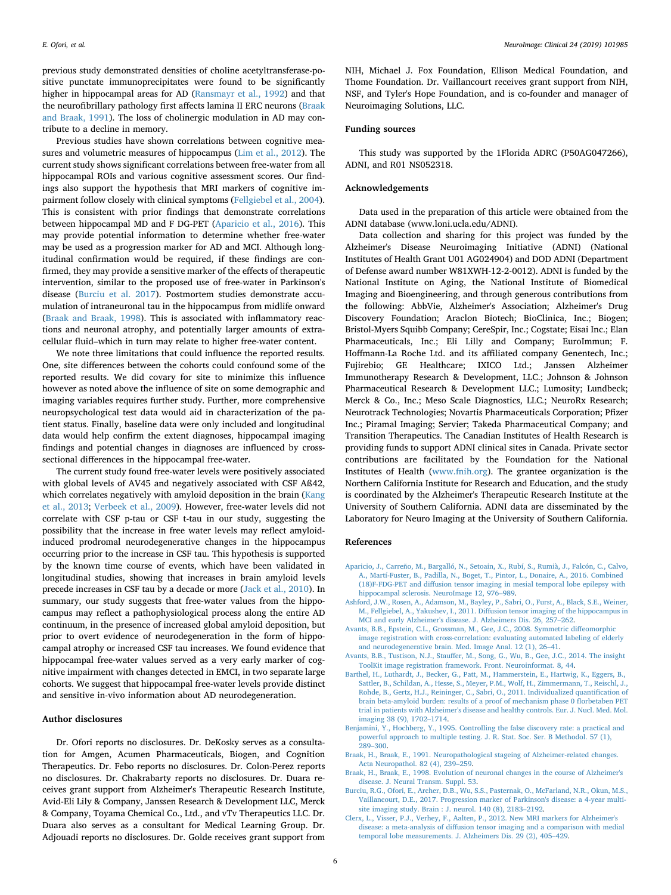previous study demonstrated densities of choline acetyltransferase-positive punctate immunoprecipitates were found to be significantly higher in hippocampal areas for AD (Ransmayr et al., 1992) and that the neurofibrillary pathology first affects lamina II ERC neurons (Braak and Braak, 1991). The loss of cholinergic modulation in AD may contribute to a decline in memory.

Previous studies have shown correlations between cognitive measures and volumetric measures of hippocampus (Lim et al., 2012). The current study shows significant correlations between free-water from all hippocampal ROIs and various cognitive assessment scores. Our findings also support the hypothesis that MRI markers of cognitive impairment follow closely with clinical symptoms (Fellgiebel et al., 2004). This is consistent with prior findings that demonstrate correlations between hippocampal MD and F DG-PET (Aparicio et al., 2016). This may provide potential information to determine whether free-water may be used as a progression marker for AD and MCI. Although longitudinal confirmation would be required, if these findings are confirmed, they may provide a sensitive marker of the effects of therapeutic intervention, similar to the proposed use of free-water in Parkinson's disease (Burciu et al. 2017). Postmortem studies demonstrate accumulation of intraneuronal tau in the hippocampus from midlife onward (Braak and Braak, 1998). This is associated with inflammatory reactions and neuronal atrophy, and potentially larger amounts of extracellular fluid–which in turn may relate to higher free-water content.

We note three limitations that could influence the reported results. One, site differences between the cohorts could confound some of the reported results. We did covary for site to minimize this influence however as noted above the influence of site on some demographic and imaging variables requires further study. Further, more comprehensive neuropsychological test data would aid in characterization of the patient status. Finally, baseline data were only included and longitudinal data would help confirm the extent diagnoses, hippocampal imaging findings and potential changes in diagnoses are influenced by cross-sectional differences in the hippocampal free-water.

The current study found free-water levels were positively associated with global levels of AV45 and negatively associated with CSF Aß42, which correlates negatively with amyloid deposition in the brain (Kang et al., 2013; Verbeek et al., 2009). However, free-water levels did not correlate with CSF p-tau or CSF t-tau in our study, suggesting the possibility that the increase in free water levels may reflect amyloid-induced prodromal neurodegenerative changes in the hippocampus occurring prior to the increase in CSF tau. This hypothesis is supported by the known time course of events, which have been validated in longitudinal studies, showing that increases in brain amyloid levels precede increases in CSF tau by a decade or more (Jack et al., 2010). In summary, our study suggests that free-water values from the hippocampus may reflect a pathophysiological process along the entire AD continuum, in the presence of increased global amyloid deposition, but prior to overt evidence of neurodegeneration in the form of hippocampal atrophy or increased CSF tau increases. We found evidence that hippocampal free-water values served as a very early marker of cognitive impairment with changes detected in EMCI, in two separate large cohorts. We suggest that hippocampal free-water levels provide distinct and sensitive in-vivo information about AD neurodegeneration.

## Author disclosures

Dr. Ofori reports no disclosures. Dr. DeKosky serves as a consultation for Amgen, Acumen Pharmaceuticals, Biogen, and Cognition Therapeutics. Dr. Febo reports no disclosures. Dr. Colon-Perez reports no disclosures. Dr. Chakrabarty reports no disclosures. Dr. Duara receives grant support from Alzheimer's Therapeutic Research Institute, Avid-Eli Lily & Company, Janssen Research & Development LLC, Merck & Company, Toyama Chemical Co., Ltd., and vTv Therapeutics LLC. Dr. Duara also serves as a consultant for Medical Learning Group. Dr. Adjouadi reports no disclosures. Dr. Golde receives grant support from NIH, Michael J. Fox Foundation, Ellison Medical Foundation, and Thome Foundation. Dr. Vaillancourt receives grant support from NIH, NSF, and Tyler's Hope Foundation, and is co-founder and manager of Neuroimaging Solutions, LLC.

## Funding sources

This study was supported by the 1Florida ADRC (P50AG047266), ADNI, and R01 NS052318.

## Acknowledgements

Data used in the preparation of this article were obtained from the ADNI database (www.loni.ucla.edu/ADNI).

Data collection and sharing for this project was funded by the Alzheimer's Disease Neuroimaging Initiative (ADNI) (National Institutes of Health Grant U01 AG024904) and DOD ADNI (Department of Defense award number W81XWH-12-2-0012). ADNI is funded by the National Institute on Aging, the National Institute of Biomedical Imaging and Bioengineering, and through generous contributions from the following: AbbVie, Alzheimer's Association; Alzheimer's Drug Discovery Foundation; Araclon Biotech; BioClinica, Inc.; Biogen; Bristol-Myers Squibb Company; CereSpir, Inc.; Cogstate; Eisai Inc.; Elan Pharmaceuticals, Inc.; Eli Lilly and Company; EuroImmun; F. Hoffmann-La Roche Ltd. and its affiliated company Genentech, Inc.; Fujirebio; GE Healthcare; IXICO Ltd.; Janssen Alzheimer Immunotherapy Research & Development, LLC.; Johnson & Johnson Pharmaceutical Research & Development LLC.; Lumosity; Lundbeck; Merck & Co., Inc.; Meso Scale Diagnostics, LLC.; NeuroRx Research; Neurotrack Technologies; Novartis Pharmaceuticals Corporation; Pfizer Inc.; Piramal Imaging; Servier; Takeda Pharmaceutical Company; and Transition Therapeutics. The Canadian Institutes of Health Research is providing funds to support ADNI clinical sites in Canada. Private sector contributions are facilitated by the Foundation for the National Institutes of Health (www.fnih.org). The grantee organization is the Northern California Institute for Research and Education, and the study is coordinated by the Alzheimer's Therapeutic Research Institute at the University of Southern California. ADNI data are disseminated by the Laboratory for Neuro Imaging at the University of Southern California.

## References

- Aparicio, J., Carreño, M., Bargalló, N., Setoain, X., Rubí, S., Rumià, J., Falcón, C., Calvo, A., Martí-Fuster, B., Padilla, N., Boget, T., Pintor, L., Donaire, A., 2016. Combined (18)F-FDG-PET and diffusion tensor imaging in mesial temporal lobe epilepsy with hippocampal sclerosis. NeuroImage 12, 976–989.
- Ashford, J.W., Rosen, A., Adamson, M., Bayley, P., Sabri, O., Furst, A., Black, S.E., Weiner, M., Fellgiebel, A., Yakushev, I., 2011. Diffusion tensor imaging of the hippocampus in MCI and early Alzheimer's disease. J. Alzheimers Dis. 26, 257–262.
- Avants, B.B., Epstein, C.L., Grossman, M., Gee, J.C., 2008. Symmetric diffeomorphic image registration with cross-correlation: evaluating automated labeling of elderly and neurodegenerative brain. Med. Image Anal. 12 (1), 26–41.
- Avants, B.B., Tustison, N.J., Stauffer, M., Song, G., Wu, B., Gee, J.C., 2014. The insight ToolKit image registration framework. Front. Neuroinformat. 8, 44.
- Barthel, H., Luthardt, J., Becker, G., Patt, M., Hammerstein, E., Hartwig, K., Eggers, B., Sattler, B., Schildan, A., Hesse, S., Meyer, P.M., Wolf, H., Zimmermann, T., Reischl, J., Rohde, B., Gertz, H.J., Reininger, C., Sabri, O., 2011. Individualized quantification of brain beta-amyloid burden: results of a proof of mechanism phase 0 florbetaben PET trial in patients with Alzheimer's disease and healthy controls. Eur. J. Nucl. Med. Mol. imaging 38 (9), 1702–1714.
- Benjamini, Y., Hochberg, Y., 1995. Controlling the false discovery rate: a practical and powerful approach to multiple testing. J. R. Stat. Soc. Ser. B Methodol. 57 (1), 289–300.
- Braak, H., Braak, E., 1991. Neuropathological stageing of Alzheimer-related changes. Acta Neuropathol. 82 (4), 239–259.
- Braak, H., Braak, E., 1998. Evolution of neuronal changes in the course of Alzheimer's disease. J. Neural Transm. Suppl. 53.
- Burciu, R.G., Ofori, E., Archer, D.B., Wu, S.S., Pasternak, O., McFarland, N.R., Okun, M.S., Vaillancourt, D.E., 2017. Progression marker of Parkinson's disease: a 4-year multi-site imaging study. Brain : J. neurol. 140 (8), 2183–2192.
- Clerx, L., Visser, P.J., Verhey, F., Aalten, P., 2012. New MRI markers for Alzheimer's disease: a meta-analysis of diffusion tensor imaging and a comparison with medial temporal lobe measurements. J. Alzheimers Dis. 29 (2), 405–429.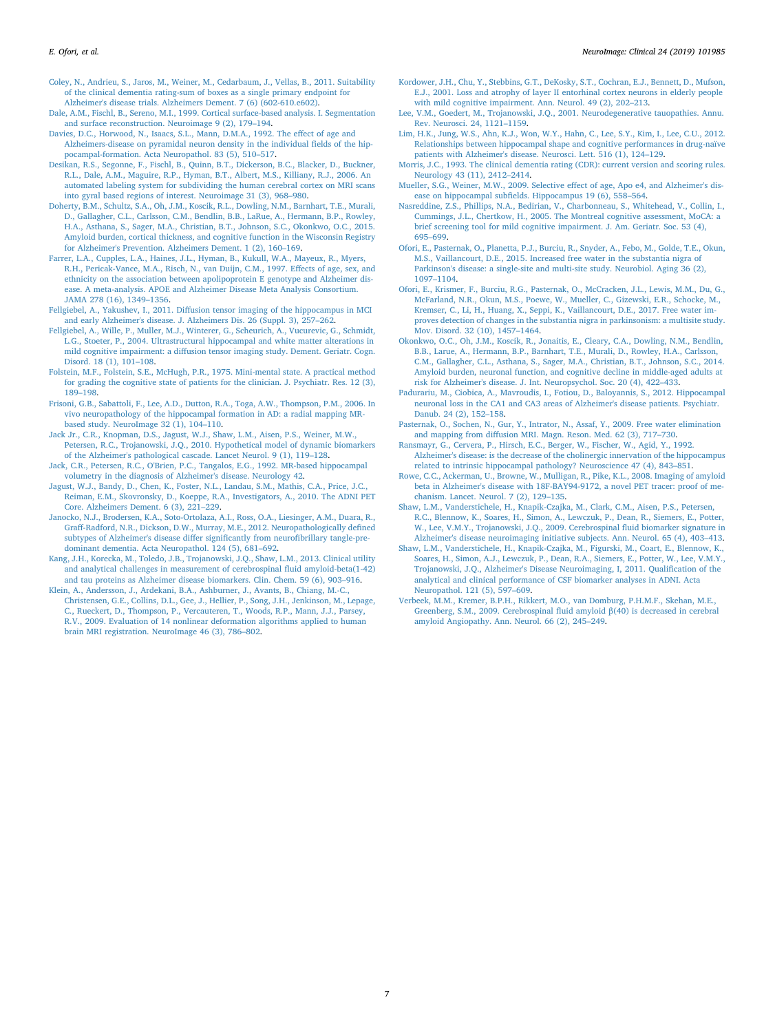Coley, N., Andrieu, S., Jaros, M., Weiner, M., Cedarbaum, J., Vellas, B., 2011. Suitability of the clinical dementia rating-sum of boxes as a single primary endpoint for Alzheimer's disease trials. Alzheimers Dement. 7 (6) (602-610.e602).

Dale, A.M., Fischl, B., Sereno, M.I., 1999. Cortical surface-based analysis. I. Segmentation and surface reconstruction. Neuroimage 9 (2), 179–194.

Davies, D.C., Horwood, N., Isaacs, S.L., Mann, D.M.A., 1992. The effect of age and Alzheimers-disease on pyramidal neuron density in the individual fields of the hippocampal-formation. Acta Neuropathol. 83 (5), 510–517.

Desikan, R.S., Segonne, F., Fischl, B., Quinn, B.T., Dickerson, B.C., Blacker, D., Buckner, R.L., Dale, A.M., Maguire, R.P., Hyman, B.T., Albert, M.S., Killiany, R.J., 2006. An automated labeling system for subdividing the human cerebral cortex on MRI scans into gyral based regions of interest. Neuroimage 31 (3), 968–980.

Doherty, B.M., Schultz, S.A., Oh, J.M., Koscik, R.L., Dowling, N.M., Barnhart, T.E., Murali, D., Gallagher, C.L., Carlsson, C.M., Bendlin, B.B., LaRue, A., Hermann, B.P., Rowley, H.A., Asthana, S., Sager, M.A., Christian, B.T., Johnson, S.C., Okonkwo, O.C., 2015. Amyloid burden, cortical thickness, and cognitive function in the Wisconsin Registry for Alzheimer's Prevention. Alzheimers Dement. 1 (2), 160–169.

Farrer, L.A., Cupples, L.A., Haines, J.L., Hyman, B., Kukull, W.A., Mayeux, R., Myers, R.H., Pericak-Vance, M.A., Risch, N., van Duijn, C.M., 1997. Effects of age, sex, and ethnicity on the association between apolipoprotein E genotype and Alzheimer disease. A meta-analysis. APOE and Alzheimer Disease Meta Analysis Consortium. JAMA 278 (16), 1349–1356.

Fellgiebel, A., Yakushev, I., 2011. Diffusion tensor imaging of the hippocampus in MCI and early Alzheimer's disease. J. Alzheimers Dis. 26 (Suppl. 3), 257–262.

Fellgiebel, A., Wille, P., Muller, M.J., Winterer, G., Scheurich, A., Vucurevic, G., Schmidt, L.G., Stoeter, P., 2004. Ultrastructural hippocampal and white matter alterations in mild cognitive impairment: a diffusion tensor imaging study. Dement. Geriatr. Cogn. Disord. 18 (1), 101–108.

Folstein, M.F., Folstein, S.E., McHugh, P.R., 1975. Mini-mental state. A practical method for grading the cognitive state of patients for the clinician. J. Psychiatr. Res. 12 (3), 189–198.

Frisoni, G.B., Sabattoli, F., Lee, A.D., Dutton, R.A., Toga, A.W., Thompson, P.M., 2006. In vivo neuropathology of the hippocampal formation in AD: a radial mapping MR-based study. NeuroImage 32 (1), 104–110.

Jack Jr., C.R., Knopman, D.S., Jagust, W.J., Shaw, L.M., Aisen, P.S., Weiner, M.W., Petersen, R.C., Trojanowski, J.Q., 2010. Hypothetical model of dynamic biomarkers of the Alzheimer's pathological cascade. Lancet Neurol. 9 (1), 119–128.

Jack, C.R., Petersen, R.C., O'Brien, P.C., Tangalos, E.G., 1992. MR-based hippocampal volumetry in the diagnosis of Alzheimer's disease. Neurology 42.

Jagust, W.J., Bandy, D., Chen, K., Foster, N.L., Landau, S.M., Mathis, C.A., Price, J.C., Reiman, E.M., Skovronsky, D., Koeppe, R.A., Investigators, A., 2010. The ADNI PET Core. Alzheimers Dement. 6 (3), 221–229.

Janocko, N.J., Brodersen, K.A., Soto-Ortolaza, A.I., Ross, O.A., Liesinger, A.M., Duara, R., Graff-Radford, N.R., Dickson, D.W., Murray, M.E., 2012. Neuropathologically defined subtypes of Alzheimer's disease differ significantly from neurofibrillary tangle-predominant dementia. Acta Neuropathol. 124 (5), 681–692.

Kang, J.H., Korecka, M., Toledo, J.B., Trojanowski, J.Q., Shaw, L.M., 2013. Clinical utility and analytical challenges in measurement of cerebrospinal fluid amyloid-beta(1-42) and tau proteins as Alzheimer disease biomarkers. Clin. Chem. 59 (6), 903–916.

Klein, A., Andersson, J., Ardekani, B.A., Ashburner, J., Avants, B., Chiang, M.-C., Christensen, G.E., Collins, D.L., Gee, J., Hellier, P., Song, J.H., Jenkinson, M., Lepage, C., Rueckert, D., Thompson, P., Vercauteren, T., Woods, R.P., Mann, J.J., Parsey, R.V., 2009. Evaluation of 14 nonlinear deformation algorithms applied to human brain MRI registration. NeuroImage 46 (3), 786–802.

Kordower, J.H., Chu, Y., Stebbins, G.T., DeKosky, S.T., Cochran, E.J., Bennett, D., Mufson, E.J., 2001. Loss and atrophy of layer II entorhinal cortex neurons in elderly people with mild cognitive impairment. Ann. Neurol. 49 (2), 202–213.

Lee, V.M., Goedert, M., Trojanowski, J.Q., 2001. Neurodegenerative tauopathies. Annu. Rev. Neurosci. 24, 1121–1159.

Lim, H.K., Jung, W.S., Ahn, K.J., Won, W.Y., Hahn, C., Lee, S.Y., Kim, I., Lee, C.U., 2012. Relationships between hippocampal shape and cognitive performances in drug-naïve patients with Alzheimer's disease. Neurosci. Lett. 516 (1), 124–129.

Morris, J.C., 1993. The clinical dementia rating (CDR): current version and scoring rules. Neurology 43 (11), 2412–2414.

Mueller, S.G., Weiner, M.W., 2009. Selective effect of age, Apo e4, and Alzheimer's disease on hippocampal subfields. Hippocampus 19 (6), 558–564.

Nasreddine, Z.S., Phillips, N.A., Bedirian, V., Charbonneau, S., Whitehead, V., Collin, I., Cummings, J.L., Chertkow, H., 2005. The Montreal cognitive assessment, MoCA: a brief screening tool for mild cognitive impairment. J. Am. Geriatr. Soc. 53 (4), 695–699.

Ofori, E., Pasternak, O., Planetta, P.J., Burciu, R., Snyder, A., Febo, M., Golde, T.E., Okun, M.S., Vaillancourt, D.E., 2015. Increased free water in the substantia nigra of Parkinson's disease: a single-site and multi-site study. Neurobiol. Aging 36 (2), 1097–1104.

Ofori, E., Krismer, F., Burciu, R.G., Pasternak, O., McCracken, J.L., Lewis, M.M., Du, G., McFarland, N.R., Okun, M.S., Poewe, W., Mueller, C., Gizewski, E.R., Schocke, M., Kremser, C., Li, H., Huang, X., Seppi, K., Vaillancourt, D.E., 2017. Free water improves detection of changes in the substantia nigra in parkinsonism: a multisite study. Mov. Disord. 32 (10), 1457–1464.

Okonkwo, O.C., Oh, J.M., Koscik, R., Jonaitis, E., Cleary, C.A., Dowling, N.M., Bendlin, B.B., Larue, A., Hermann, B.P., Barnhart, T.E., Murali, D., Rowley, H.A., Carlsson, C.M., Gallagher, C.L., Asthana, S., Sager, M.A., Christian, B.T., Johnson, S.C., 2014. Amyloid burden, neuronal function, and cognitive decline in middle-aged adults at risk for Alzheimer's disease. J. Int. Neuropsychol. Soc. 20 (4), 422–433.

Padurariu, M., Ciobica, A., Mavroudis, I., Fotiou, D., Baloyannis, S., 2012. Hippocampal neuronal loss in the CA1 and CA3 areas of Alzheimer's disease patients. Psychiatr. Danub. 24 (2), 152–158.

Pasternak, O., Sochen, N., Gur, Y., Intrator, N., Assaf, Y., 2009. Free water elimination and mapping from diffusion MRI. Magn. Reson. Med. 62 (3), 717–730.

Ransmayr, G., Cervera, P., Hirsch, E.C., Berger, W., Fischer, W., Agid, Y., 1992. Alzheimer's disease: is the decrease of the cholinergic innervation of the hippocampus related to intrinsic hippocampal pathology? Neuroscience 47 (4), 843–851.

Rowe, C.C., Ackerman, U., Browne, W., Mulligan, R., Pike, K.L., 2008. Imaging of amyloid beta in Alzheimer's disease with 18F-BAY94-9172, a novel PET tracer: proof of mechanism. Lancet. Neurol. 7 (2), 129–135.

Shaw, L.M., Vanderstichele, H., Knapik-Czajka, M., Clark, C.M., Aisen, P.S., Petersen, R.C., Blennow, K., Soares, H., Simon, A., Lewczuk, P., Dean, R., Siemers, E., Potter, W., Lee, V.M.Y., Trojanowski, J.Q., 2009. Cerebrospinal fluid biomarker signature in Alzheimer's disease neuroimaging initiative subjects. Ann. Neurol. 65 (4), 403–413.

Shaw, L.M., Vanderstichele, H., Knapik-Czajka, M., Figurski, M., Coart, E., Blennow, K., Soares, H., Simon, A.J., Lewczuk, P., Dean, R.A., Siemers, E., Potter, W., Lee, V.M.Y., Trojanowski, J.Q., Alzheimer's Disease Neuroimaging, I, 2011. Qualification of the analytical and clinical performance of CSF biomarker analyses in ADNI. Acta Neuropathol. 121 (5), 597–609.

Verbeek, M.M., Kremer, B.P.H., Rikkert, M.O., van Domburg, P.H.M.F., Skehan, M.E., Greenberg, S.M., 2009. Cerebrospinal fluid amyloid β(40) is decreased in cerebral amyloid Angiopathy. Ann. Neurol. 66 (2), 245–249.